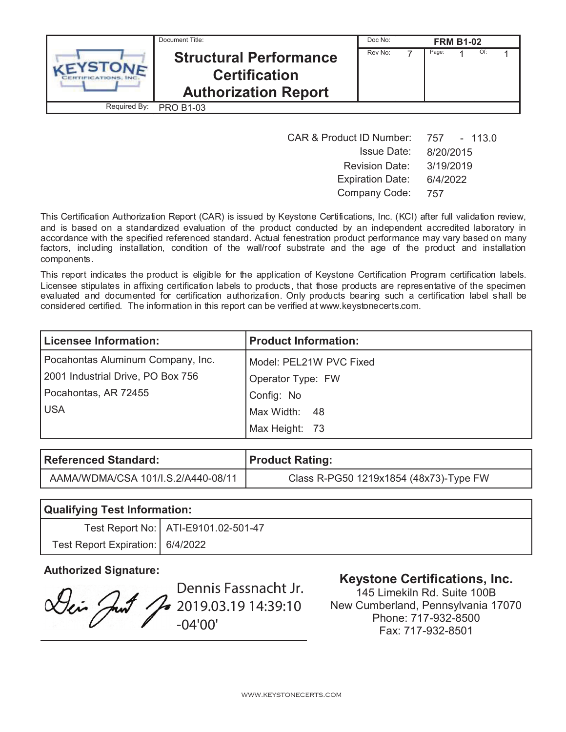| Document Title: | Doc No: FRM B1-02 |
| --- | --- |
| **Structural Performance Certification Authorization Report** | Rev No: 7 Page: 1 Of: 1 |
| Required By: PRO B1-03 | |

| | |
| --- | --- |
| CAR & Product ID Number: | 757 - 113.0 |
| Issue Date: | 8/20/2015 |
| Revision Date: | 3/19/2019 |
| Expiration Date: | 6/4/2022 |
| Company Code: | 757 |

This Certification Authorization Report (CAR) is issued by Keystone Certifications, Inc. (KCI) after full validation review, and is based on a standardized evaluation of the product conducted by an independent accredited laboratory in accordance with the specified referenced standard. Actual fenestration product performance may vary based on many factors, including installation, condition of the wall/roof substrate and the age of the product and installation components.

This report indicates the product is eligible for the application of Keystone Certification Program certification labels. Licensee stipulates in affixing certification labels to products, that those products are representative of the specimen evaluated and documented for certification authorization. Only products bearing such a certification label shall be considered certified. The information in this report can be verified at www.keystonecerts.com.

| **Licensee Information:** | **Product Information:** |
| --- | --- |
| Pocahontas Aluminum Company, Inc. | Model: PEL21W PVC Fixed |
| 2001 Industrial Drive, PO Box 756 | Operator Type: FW |
| Pocahontas, AR 72455 | Config: No |
| USA | Max Width: 48 |
| | Max Height: 73 |

| **Referenced Standard:** | **Product Rating:** |
| --- | --- |
| AAMA/WDMA/CSA 101/I.S.2/A440-08/11 | Class R-PG50 1219x1854 (48x73)-Type FW |

| **Qualifying Test Information:** | |
| --- | --- |
| Test Report No: | ATI-E9101.02-501-47 |
| Test Report Expiration: | 6/4/2022 |

**Authorized Signature:**

Dennis Fassnacht Jr.
2019.03.19 14:39:10
-04'00'

**Keystone Certifications, Inc.**
145 Limekiln Rd. Suite 100B
New Cumberland, Pennsylvania 17070
Phone: 717-932-8500
Fax: 717-932-8501

WWW.KEYSTONECERTS.COM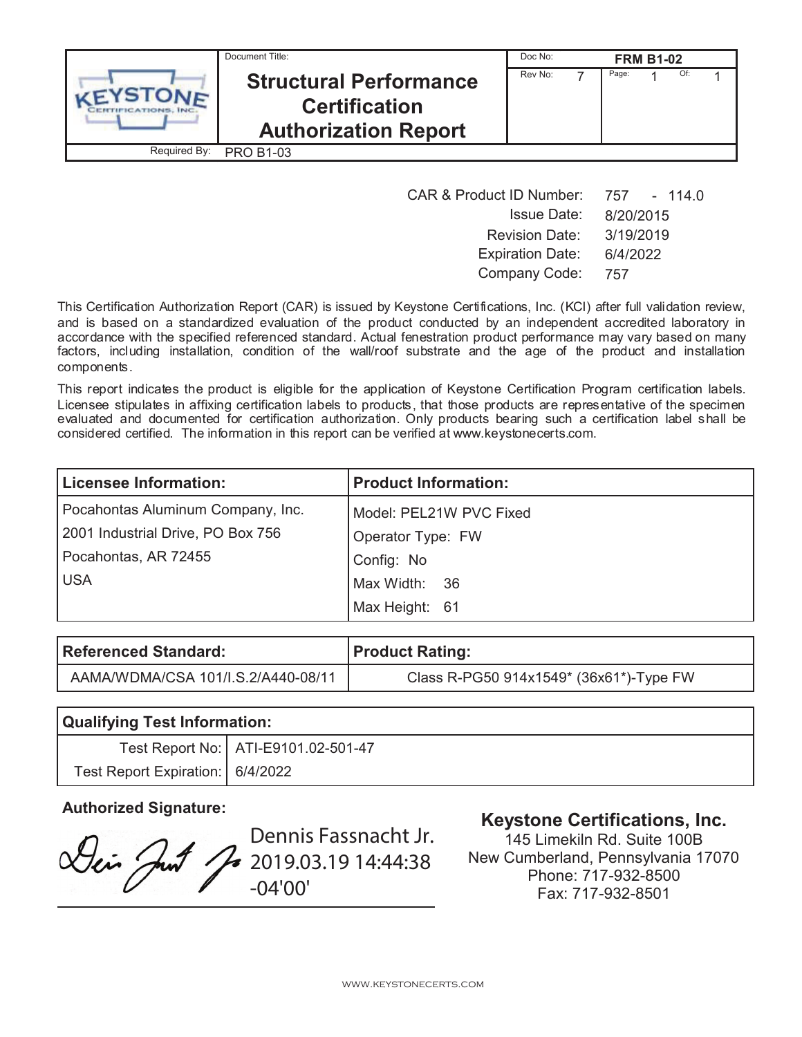| | Document Title: | Doc No: | FRM B1-02 |
|---|---|---|---|
| KEYSTONE CERTIFICATIONS, INC. | **Structural Performance Certification Authorization Report** | Rev No: 7 | Page: 1 Of: 1 |
| Required By: | PRO B1-03 | | |

CAR & Product ID Number: 757 - 114.0
Issue Date: 8/20/2015
Revision Date: 3/19/2019
Expiration Date: 6/4/2022
Company Code: 757

This Certification Authorization Report (CAR) is issued by Keystone Certifications, Inc. (KCI) after full validation review, and is based on a standardized evaluation of the product conducted by an independent accredited laboratory in accordance with the specified referenced standard. Actual fenestration product performance may vary based on many factors, including installation, condition of the wall/roof substrate and the age of the product and installation components.

This report indicates the product is eligible for the application of Keystone Certification Program certification labels. Licensee stipulates in affixing certification labels to products, that those products are representative of the specimen evaluated and documented for certification authorization. Only products bearing such a certification label shall be considered certified. The information in this report can be verified at www.keystonecerts.com.

| **Licensee Information:** | **Product Information:** |
|---|---|
| Pocahontas Aluminum Company, Inc. | Model: PEL21W PVC Fixed |
| 2001 Industrial Drive, PO Box 756 | Operator Type: FW |
| Pocahontas, AR 72455 | Config: No |
| USA | Max Width: 36 |
| | Max Height: 61 |

| **Referenced Standard:** | **Product Rating:** |
|---|---|
| AAMA/WDMA/CSA 101/I.S.2/A440-08/11 | Class R-PG50 914x1549* (36x61*)-Type FW |

| **Qualifying Test Information:** | |
|---|---|
| Test Report No: | ATI-E9101.02-501-47 |
| Test Report Expiration: | 6/4/2022 |

**Authorized Signature:**

Dennis Fassnacht Jr.
2019.03.19 14:44:38
-04'00'

**Keystone Certifications, Inc.**
145 Limekiln Rd. Suite 100B
New Cumberland, Pennsylvania 17070
Phone: 717-932-8500
Fax: 717-932-8501

WWW.KEYSTONECERTS.COM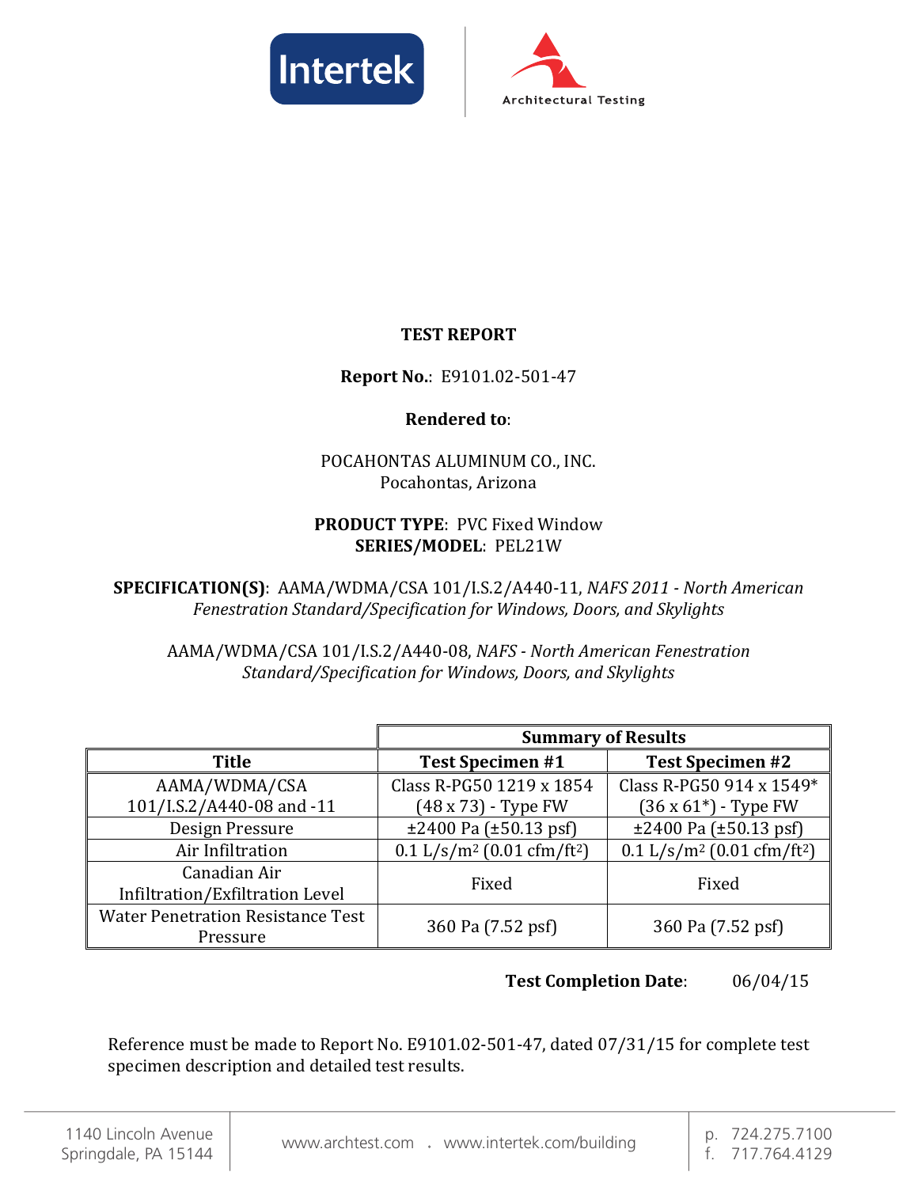**TEST REPORT**

**Report No.**: E9101.02-501-47

**Rendered to**:

POCAHONTAS ALUMINUM CO., INC.
Pocahontas, Arizona

**PRODUCT TYPE**: PVC Fixed Window
**SERIES/MODEL**: PEL21W

**SPECIFICATION(S)**: AAMA/WDMA/CSA 101/I.S.2/A440-11, *NAFS 2011 - North American Fenestration Standard/Specification for Windows, Doors, and Skylights*

AAMA/WDMA/CSA 101/I.S.2/A440-08, *NAFS - North American Fenestration Standard/Specification for Windows, Doors, and Skylights*

| | **Summary of Results** | |
|---|---|---|
| **Title** | **Test Specimen #1** | **Test Specimen #2** |
| AAMA/WDMA/CSA 101/I.S.2/A440-08 and -11 | Class R-PG50 1219 x 1854 (48 x 73) - Type FW | Class R-PG50 914 x 1549* (36 x 61*) - Type FW |
| Design Pressure | ±2400 Pa (±50.13 psf) | ±2400 Pa (±50.13 psf) |
| Air Infiltration | 0.1 L/s/m² (0.01 cfm/ft²) | 0.1 L/s/m² (0.01 cfm/ft²) |
| Canadian Air Infiltration/Exfiltration Level | Fixed | Fixed |
| Water Penetration Resistance Test Pressure | 360 Pa (7.52 psf) | 360 Pa (7.52 psf) |

**Test Completion Date**: 06/04/15

Reference must be made to Report No. E9101.02-501-47, dated 07/31/15 for complete test specimen description and detailed test results.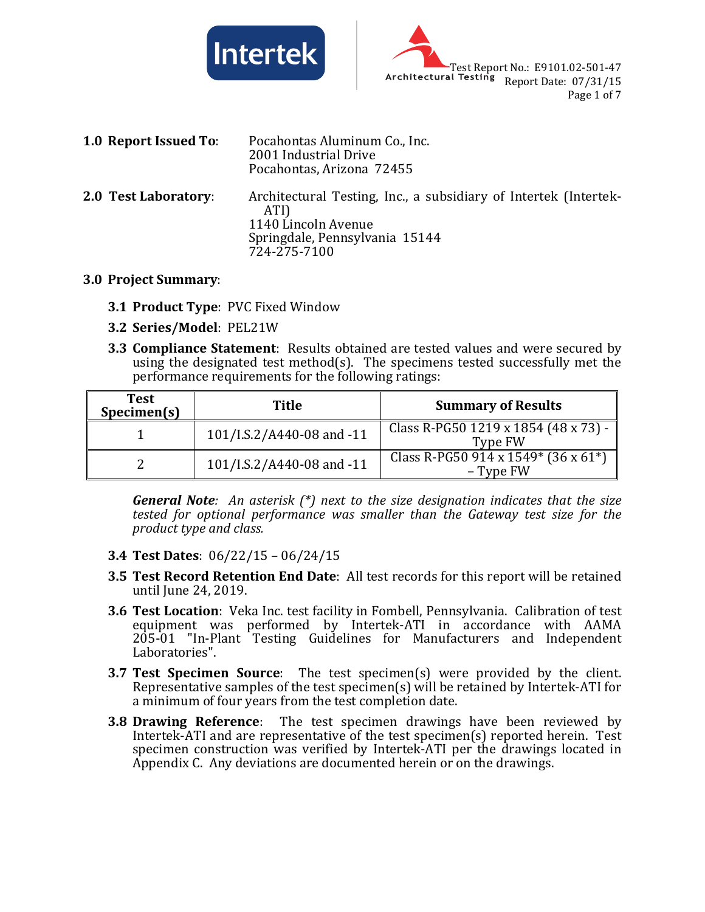**1.0 Report Issued To**: Pocahontas Aluminum Co., Inc.
2001 Industrial Drive
Pocahontas, Arizona 72455

**2.0 Test Laboratory**: Architectural Testing, Inc., a subsidiary of Intertek (Intertek-ATI)
1140 Lincoln Avenue
Springdale, Pennsylvania 15144
724-275-7100

**3.0 Project Summary**:

**3.1 Product Type**: PVC Fixed Window

**3.2 Series/Model**: PEL21W

**3.3 Compliance Statement**: Results obtained are tested values and were secured by using the designated test method(s). The specimens tested successfully met the performance requirements for the following ratings:

| Test Specimen(s) | Title | Summary of Results |
|---|---|---|
| 1 | 101/I.S.2/A440-08 and -11 | Class R-PG50 1219 x 1854 (48 x 73) - Type FW |
| 2 | 101/I.S.2/A440-08 and -11 | Class R-PG50 914 x 1549* (36 x 61*) – Type FW |

***General Note**: An asterisk (*) next to the size designation indicates that the size tested for optional performance was smaller than the Gateway test size for the product type and class.*

**3.4 Test Dates**: 06/22/15 – 06/24/15

**3.5 Test Record Retention End Date**: All test records for this report will be retained until June 24, 2019.

**3.6 Test Location**: Veka Inc. test facility in Fombell, Pennsylvania. Calibration of test equipment was performed by Intertek-ATI in accordance with AAMA 205-01 "In-Plant Testing Guidelines for Manufacturers and Independent Laboratories".

**3.7 Test Specimen Source**: The test specimen(s) were provided by the client. Representative samples of the test specimen(s) will be retained by Intertek-ATI for a minimum of four years from the test completion date.

**3.8 Drawing Reference**: The test specimen drawings have been reviewed by Intertek-ATI and are representative of the test specimen(s) reported herein. Test specimen construction was verified by Intertek-ATI per the drawings located in Appendix C. Any deviations are documented herein or on the drawings.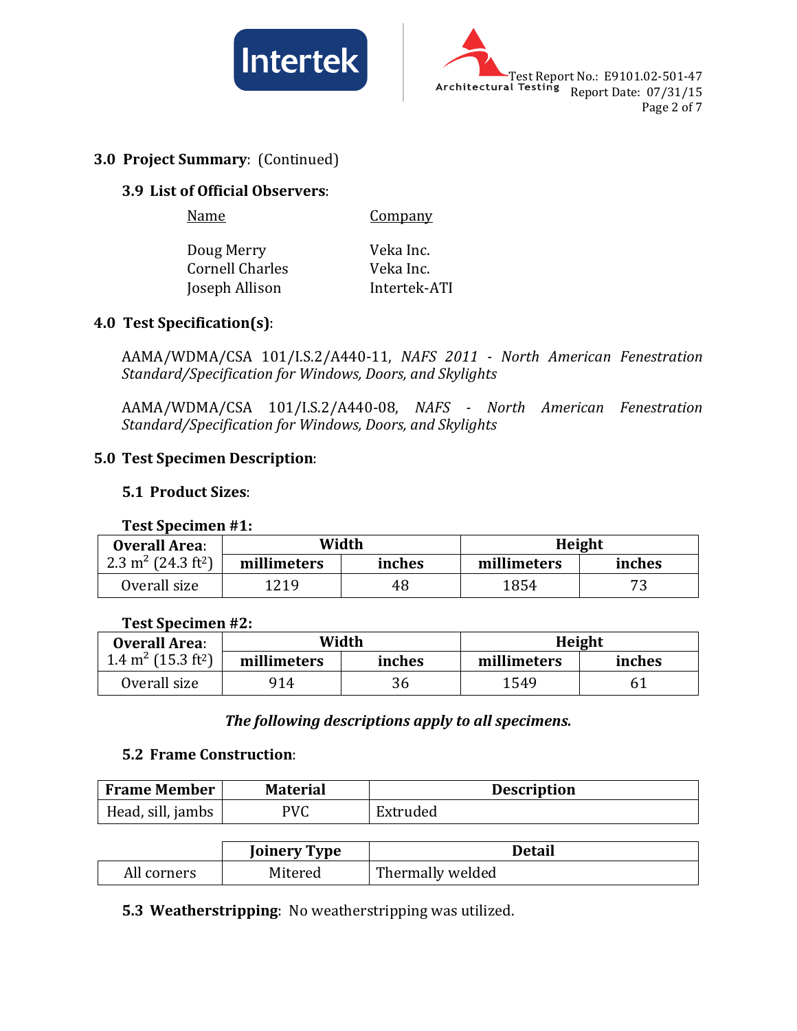## 3.0 Project Summary: (Continued)

### 3.9 List of Official Observers:

| Name | Company |
|---|---|
| Doug Merry | Veka Inc. |
| Cornell Charles | Veka Inc. |
| Joseph Allison | Intertek-ATI |

## 4.0 Test Specification(s):

AAMA/WDMA/CSA 101/I.S.2/A440-11, *NAFS 2011 - North American Fenestration Standard/Specification for Windows, Doors, and Skylights*

AAMA/WDMA/CSA 101/I.S.2/A440-08, *NAFS - North American Fenestration Standard/Specification for Windows, Doors, and Skylights*

## 5.0 Test Specimen Description:

### 5.1 Product Sizes:

**Test Specimen #1:**

| **Overall Area:** 2.3 $m^2$ (24.3 $ft^2$) | **Width** | | **Height** | |
|---|---|---|---|---|
| | **millimeters** | **inches** | **millimeters** | **inches** |
| Overall size | 1219 | 48 | 1854 | 73 |

**Test Specimen #2:**

| **Overall Area:** 1.4 $m^2$ (15.3 $ft^2$) | **Width** | | **Height** | |
|---|---|---|---|---|
| | **millimeters** | **inches** | **millimeters** | **inches** |
| Overall size | 914 | 36 | 1549 | 61 |

***The following descriptions apply to all specimens.***

### 5.2 Frame Construction:

| Frame Member | Material | Description |
|---|---|---|
| Head, sill, jambs | PVC | Extruded |

| | Joinery Type | Detail |
|---|---|---|
| All corners | Mitered | Thermally welded |

### 5.3 Weatherstripping: No weatherstripping was utilized.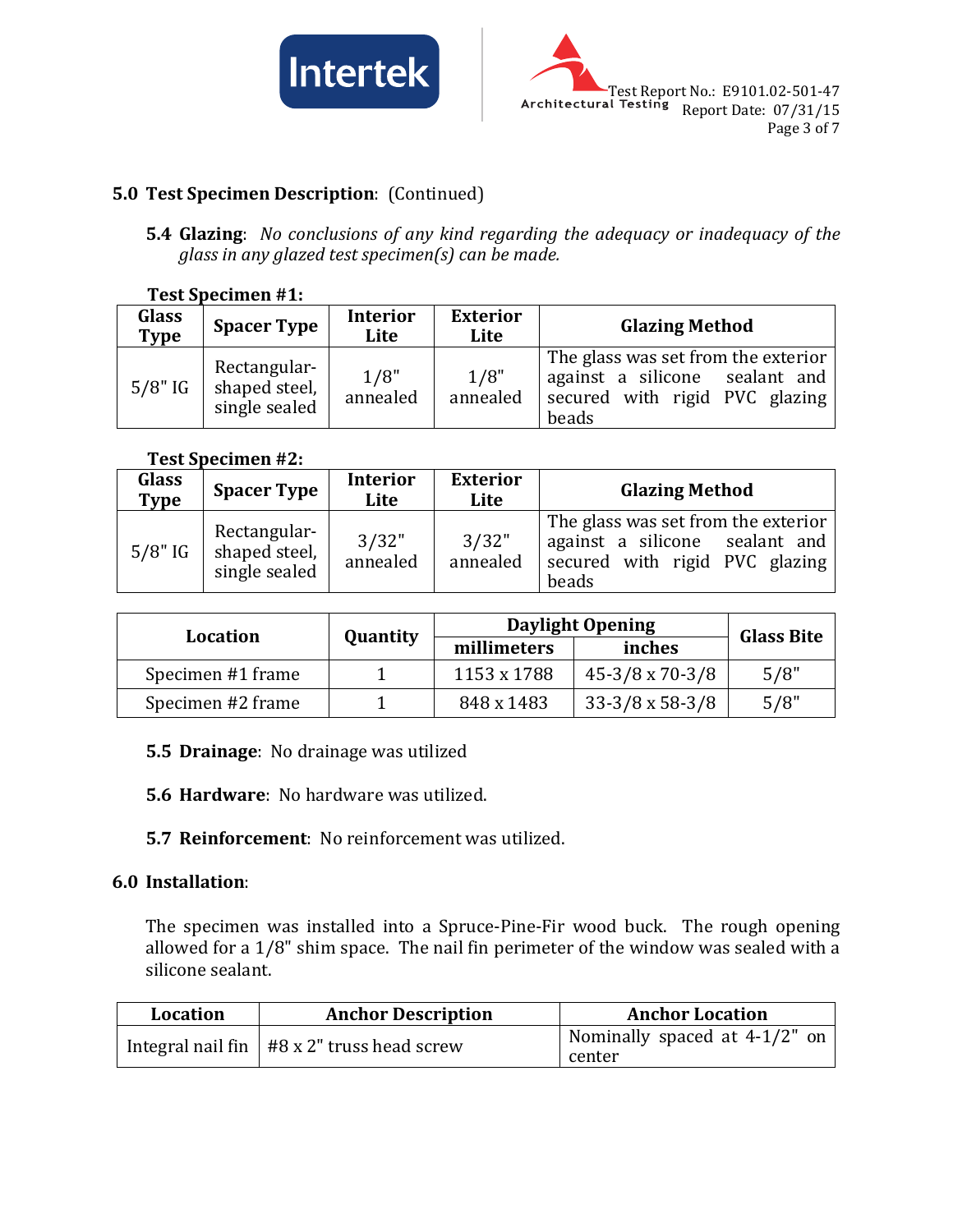## 5.0 Test Specimen Description: (Continued)

**5.4 Glazing**: *No conclusions of any kind regarding the adequacy or inadequacy of the glass in any glazed test specimen(s) can be made.*

**Test Specimen #1:**

| Glass Type | Spacer Type | Interior Lite | Exterior Lite | Glazing Method |
|---|---|---|---|---|
| 5/8" IG | Rectangular-shaped steel, single sealed | 1/8" annealed | 1/8" annealed | The glass was set from the exterior against a silicone sealant and secured with rigid PVC glazing beads |

**Test Specimen #2:**

| Glass Type | Spacer Type | Interior Lite | Exterior Lite | Glazing Method |
|---|---|---|---|---|
| 5/8" IG | Rectangular-shaped steel, single sealed | 3/32" annealed | 3/32" annealed | The glass was set from the exterior against a silicone sealant and secured with rigid PVC glazing beads |

| Location | Quantity | Daylight Opening | | Glass Bite |
|---|---|---|---|---|
| | | millimeters | inches | |
| Specimen #1 frame | 1 | 1153 x 1788 | 45-3/8 x 70-3/8 | 5/8" |
| Specimen #2 frame | 1 | 848 x 1483 | 33-3/8 x 58-3/8 | 5/8" |

**5.5 Drainage**: No drainage was utilized

**5.6 Hardware**: No hardware was utilized.

**5.7 Reinforcement**: No reinforcement was utilized.

## 6.0 Installation:

The specimen was installed into a Spruce-Pine-Fir wood buck. The rough opening allowed for a 1/8" shim space. The nail fin perimeter of the window was sealed with a silicone sealant.

| Location | Anchor Description | Anchor Location |
|---|---|---|
| Integral nail fin | #8 x 2" truss head screw | Nominally spaced at 4-1/2" on center |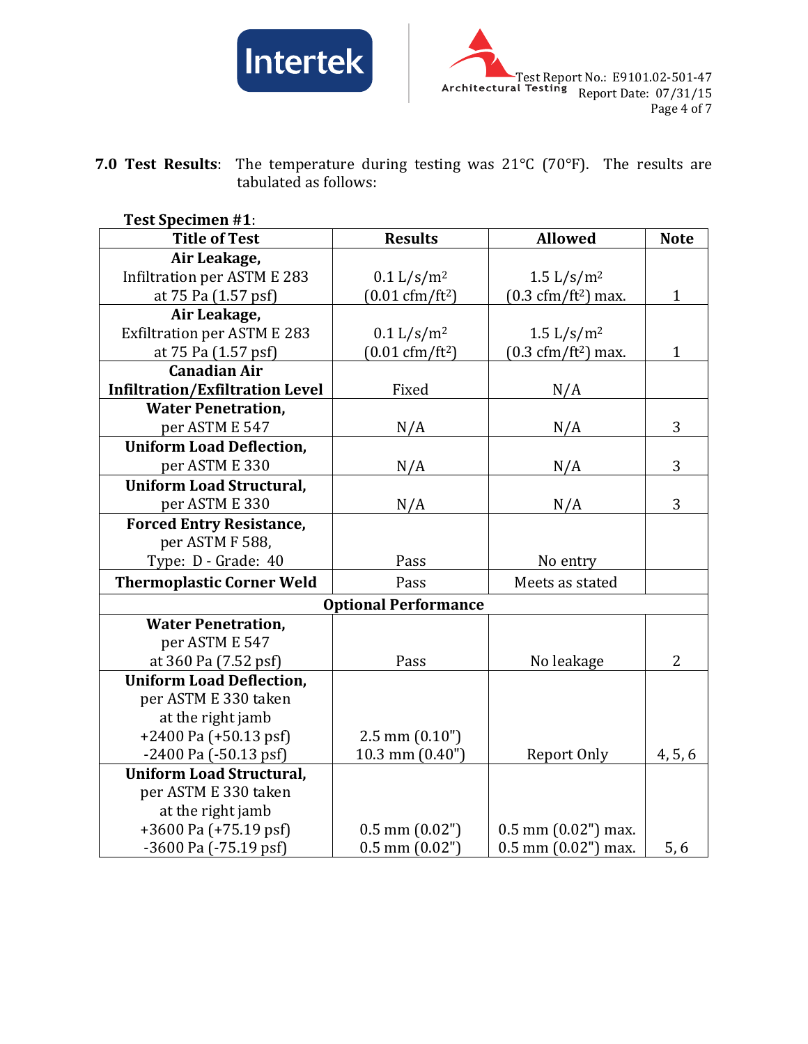**7.0 Test Results**: The temperature during testing was 21°C (70°F). The results are tabulated as follows:

**Test Specimen #1**:

| Title of Test | Results | Allowed | Note |
|---|---|---|---|
| **Air Leakage,** Infiltration per ASTM E 283 at 75 Pa (1.57 psf) | 0.1 L/s/m$^2$ (0.01 cfm/ft$^2$) | 1.5 L/s/m$^2$ (0.3 cfm/ft$^2$) max. | 1 |
| **Air Leakage,** Exfiltration per ASTM E 283 at 75 Pa (1.57 psf) | 0.1 L/s/m$^2$ (0.01 cfm/ft$^2$) | 1.5 L/s/m$^2$ (0.3 cfm/ft$^2$) max. | 1 |
| **Canadian Air Infiltration/Exfiltration Level** | Fixed | N/A | |
| **Water Penetration,** per ASTM E 547 | N/A | N/A | 3 |
| **Uniform Load Deflection,** per ASTM E 330 | N/A | N/A | 3 |
| **Uniform Load Structural,** per ASTM E 330 | N/A | N/A | 3 |
| **Forced Entry Resistance,** per ASTM F 588, Type: D - Grade: 40 | Pass | No entry | |
| **Thermoplastic Corner Weld** | Pass | Meets as stated | |
| **Optional Performance** | | | |
| **Water Penetration,** per ASTM E 547 at 360 Pa (7.52 psf) | Pass | No leakage | 2 |
| **Uniform Load Deflection,** per ASTM E 330 taken at the right jamb +2400 Pa (+50.13 psf) -2400 Pa (-50.13 psf) | 2.5 mm (0.10") 10.3 mm (0.40") | Report Only | 4, 5, 6 |
| **Uniform Load Structural,** per ASTM E 330 taken at the right jamb +3600 Pa (+75.19 psf) -3600 Pa (-75.19 psf) | 0.5 mm (0.02") 0.5 mm (0.02") | 0.5 mm (0.02") max. 0.5 mm (0.02") max. | 5, 6 |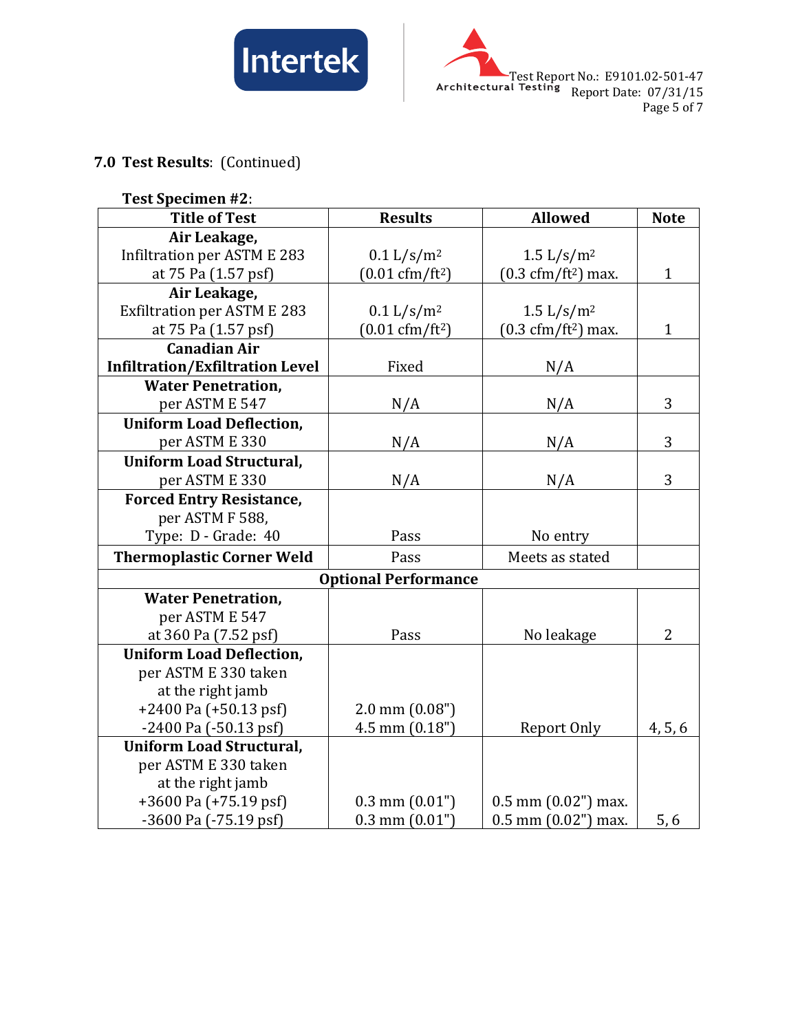## 7.0 Test Results: (Continued)

**Test Specimen #2**:

| Title of Test | Results | Allowed | Note |
|---|---|---|---|
| **Air Leakage,** Infiltration per ASTM E 283 at 75 Pa (1.57 psf) | 0.1 $L/s/m^2$ (0.01 $cfm/ft^2$) | 1.5 $L/s/m^2$ (0.3 $cfm/ft^2$) max. | 1 |
| **Air Leakage,** Exfiltration per ASTM E 283 at 75 Pa (1.57 psf) | 0.1 $L/s/m^2$ (0.01 $cfm/ft^2$) | 1.5 $L/s/m^2$ (0.3 $cfm/ft^2$) max. | 1 |
| **Canadian Air Infiltration/Exfiltration Level** | Fixed | N/A | |
| **Water Penetration,** per ASTM E 547 | N/A | N/A | 3 |
| **Uniform Load Deflection,** per ASTM E 330 | N/A | N/A | 3 |
| **Uniform Load Structural,** per ASTM E 330 | N/A | N/A | 3 |
| **Forced Entry Resistance,** per ASTM F 588, Type: D - Grade: 40 | Pass | No entry | |
| **Thermoplastic Corner Weld** | Pass | Meets as stated | |
| **Optional Performance** | | | |
| **Water Penetration,** per ASTM E 547 at 360 Pa (7.52 psf) | Pass | No leakage | 2 |
| **Uniform Load Deflection,** per ASTM E 330 taken at the right jamb +2400 Pa (+50.13 psf) -2400 Pa (-50.13 psf) | 2.0 mm (0.08") 4.5 mm (0.18") | Report Only | 4, 5, 6 |
| **Uniform Load Structural,** per ASTM E 330 taken at the right jamb +3600 Pa (+75.19 psf) -3600 Pa (-75.19 psf) | 0.3 mm (0.01") 0.3 mm (0.01") | 0.5 mm (0.02") max. 0.5 mm (0.02") max. | 5, 6 |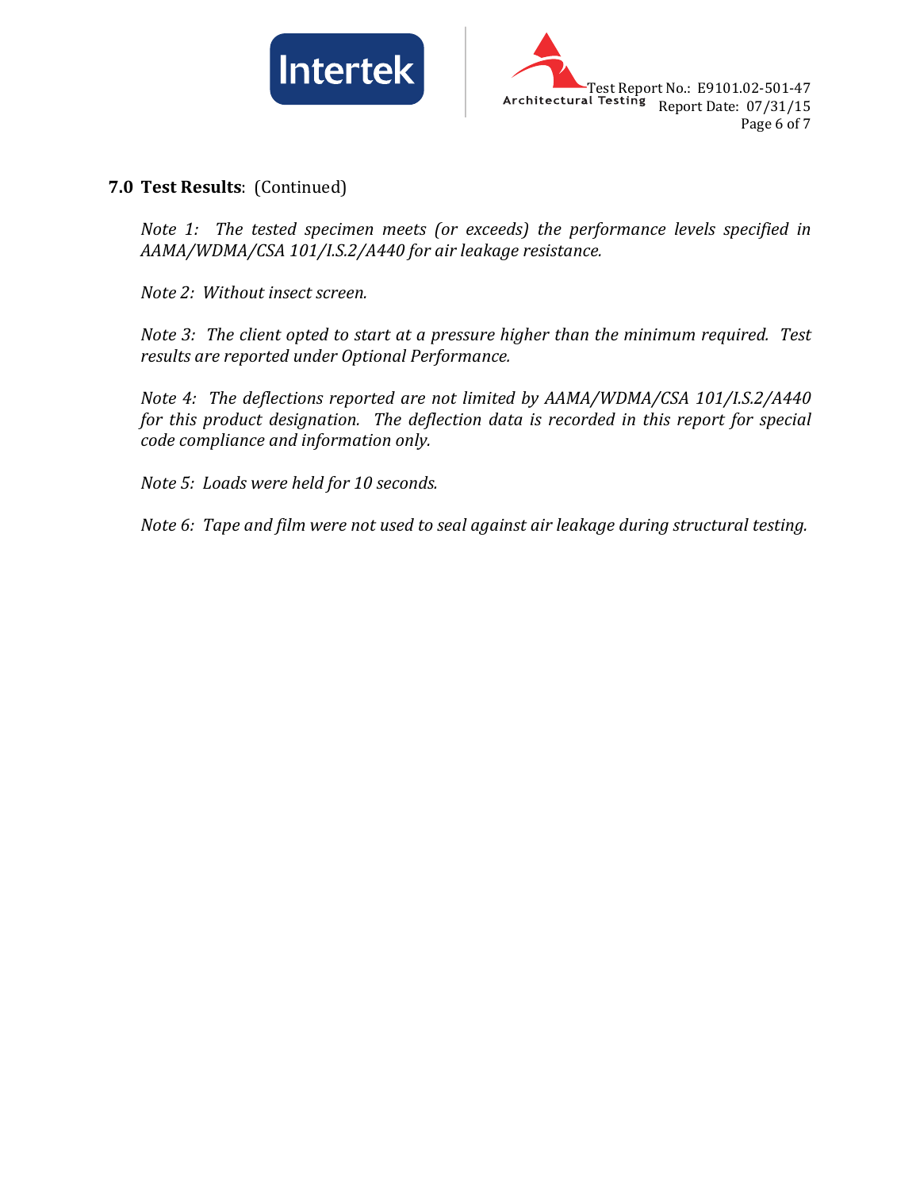## 7.0 Test Results: (Continued)

*Note 1: The tested specimen meets (or exceeds) the performance levels specified in AAMA/WDMA/CSA 101/I.S.2/A440 for air leakage resistance.*

*Note 2: Without insect screen.*

*Note 3: The client opted to start at a pressure higher than the minimum required. Test results are reported under Optional Performance.*

*Note 4: The deflections reported are not limited by AAMA/WDMA/CSA 101/I.S.2/A440 for this product designation. The deflection data is recorded in this report for special code compliance and information only.*

*Note 5: Loads were held for 10 seconds.*

*Note 6: Tape and film were not used to seal against air leakage during structural testing.*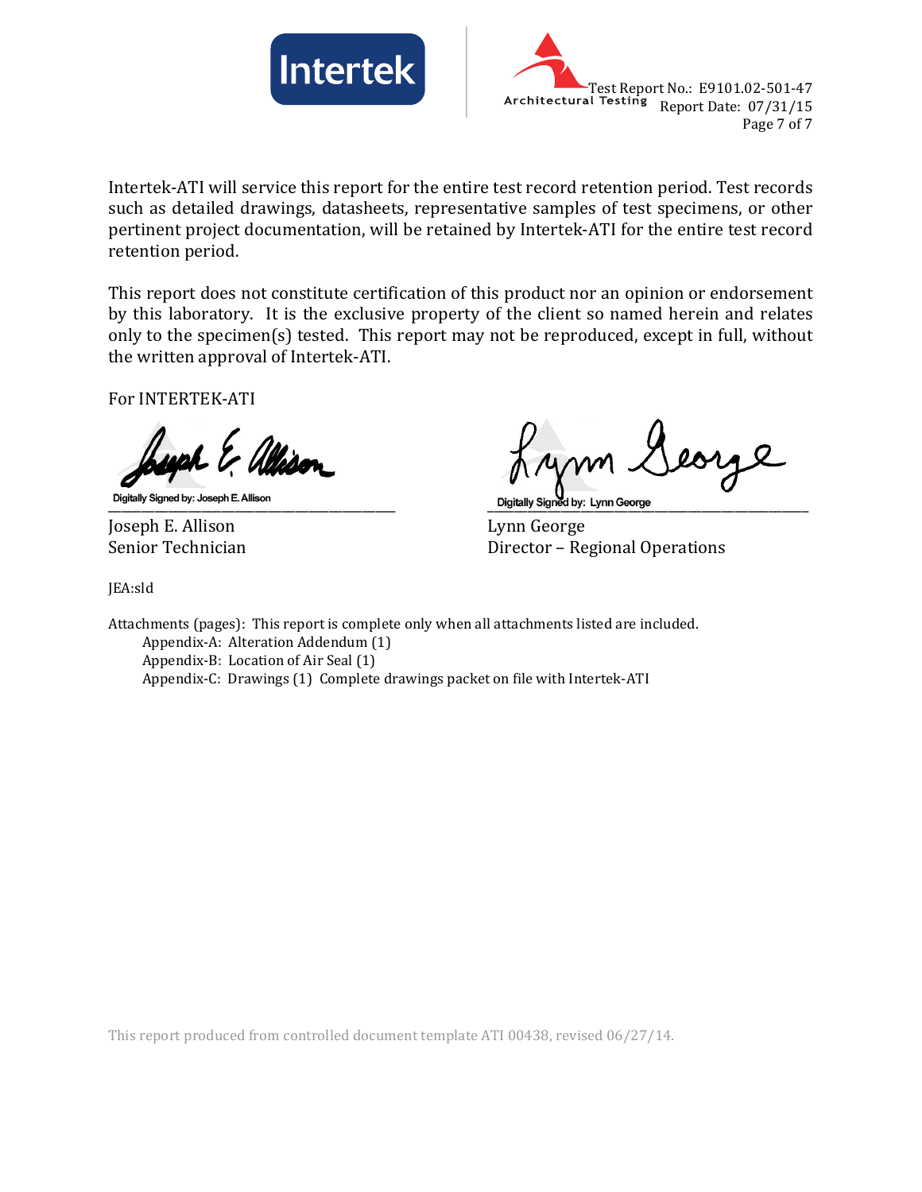Intertek-ATI will service this report for the entire test record retention period. Test records such as detailed drawings, datasheets, representative samples of test specimens, or other pertinent project documentation, will be retained by Intertek-ATI for the entire test record retention period.

This report does not constitute certification of this product nor an opinion or endorsement by this laboratory. It is the exclusive property of the client so named herein and relates only to the specimen(s) tested. This report may not be reproduced, except in full, without the written approval of Intertek-ATI.

For INTERTEK-ATI

| Digitally Signed by: Joseph E. Allison | Digitally Signed by: Lynn George |
|---|---|
| Joseph E. Allison | Lynn George |
| Senior Technician | Director – Regional Operations |

JEA:sld

Attachments (pages): This report is complete only when all attachments listed are included.

- Appendix-A: Alteration Addendum (1)
- Appendix-B: Location of Air Seal (1)
- Appendix-C: Drawings (1) Complete drawings packet on file with Intertek-ATI

This report produced from controlled document template ATI 00438, revised 06/27/14.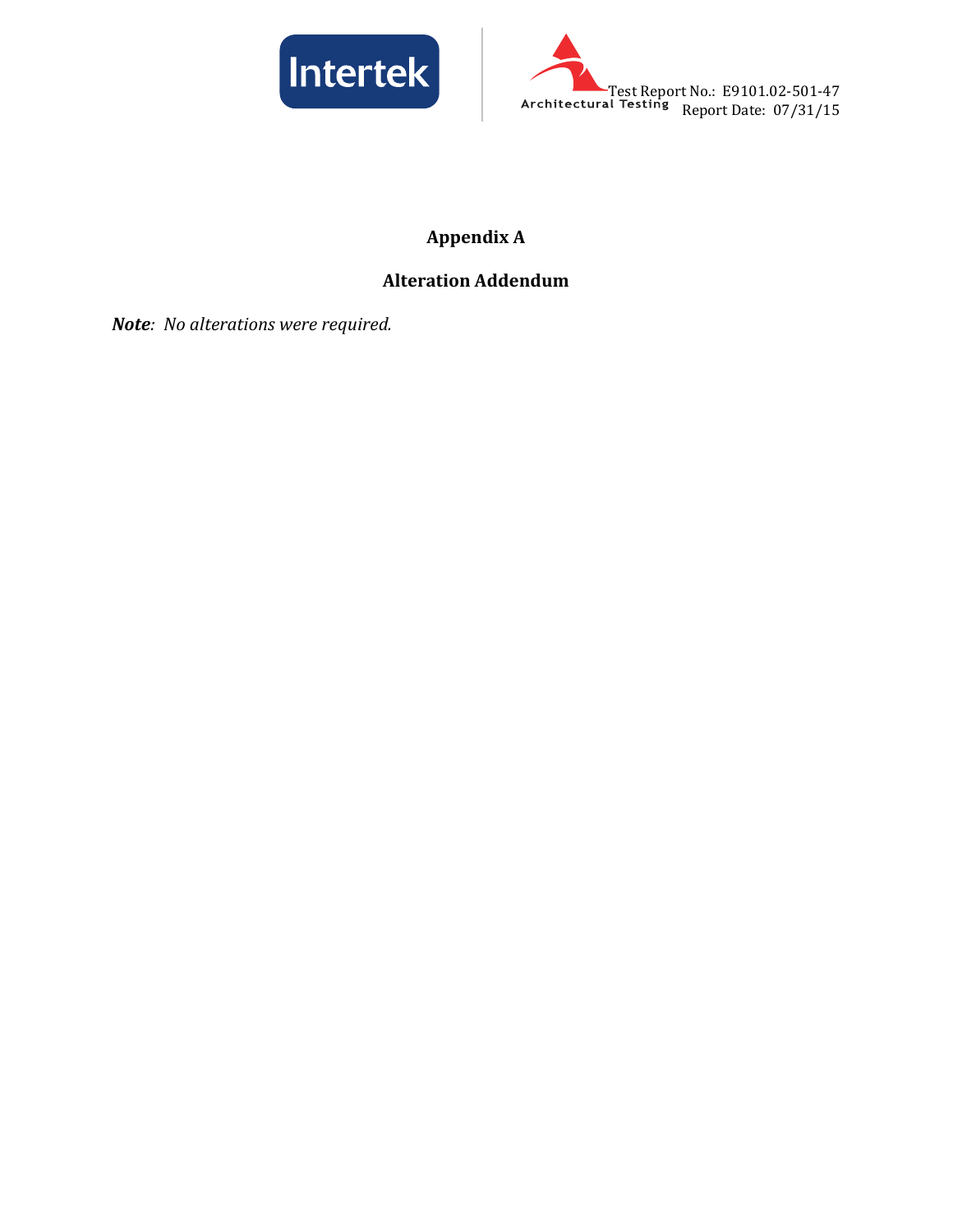# Appendix A

## Alteration Addendum

***Note**: No alterations were required.*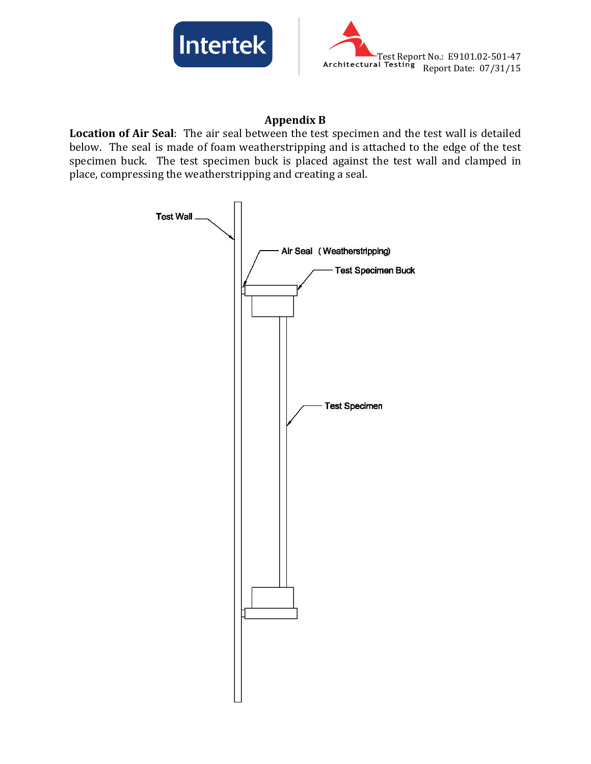## Appendix B

**Location of Air Seal**: The air seal between the test specimen and the test wall is detailed below. The seal is made of foam weatherstripping and is attached to the edge of the test specimen buck. The test specimen buck is placed against the test wall and clamped in place, compressing the weatherstripping and creating a seal.

Test Wall

Air Seal (Weatherstripping)

Test Specimen Buck

Test Specimen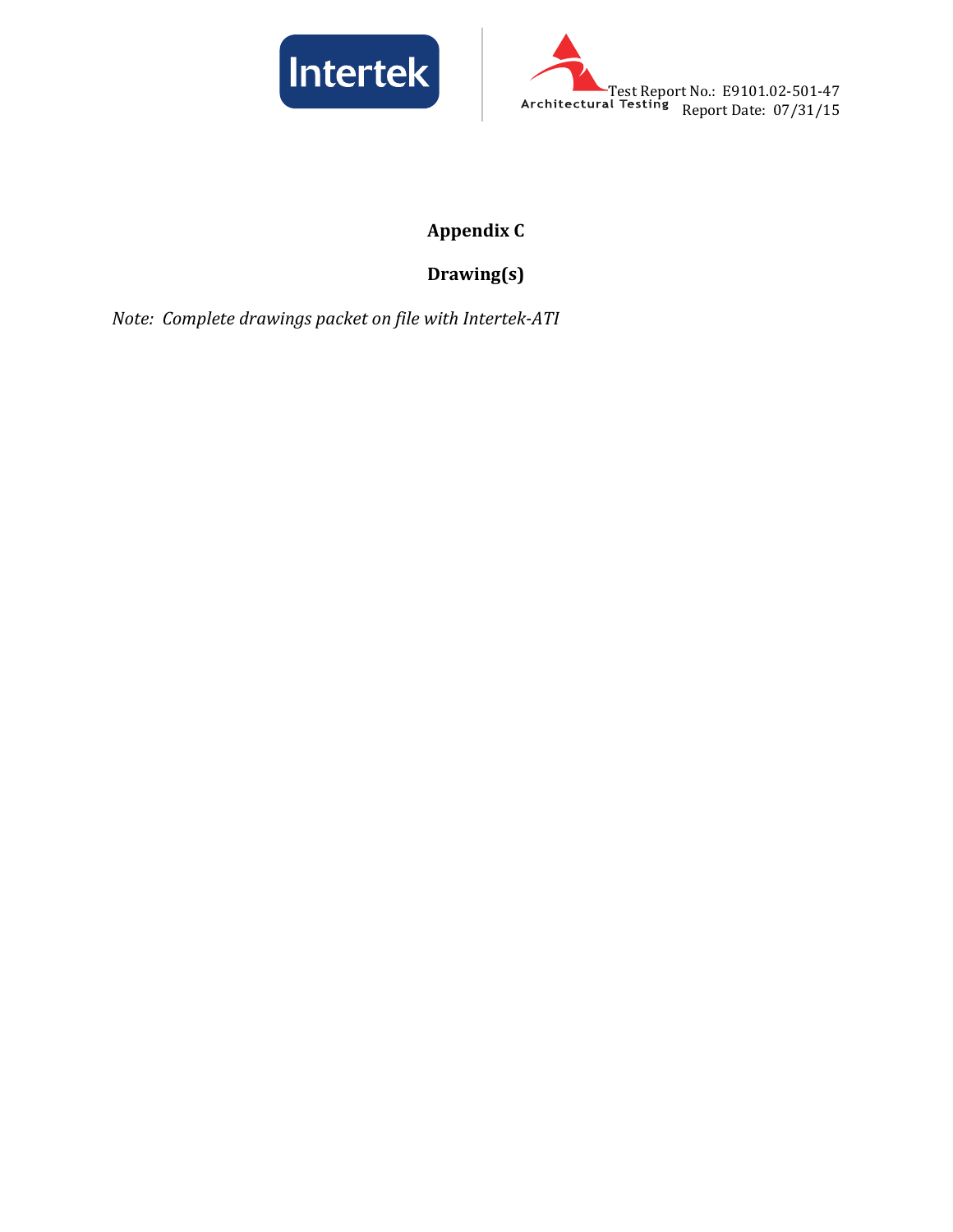## Appendix C

## Drawing(s)

*Note: Complete drawings packet on file with Intertek-ATI*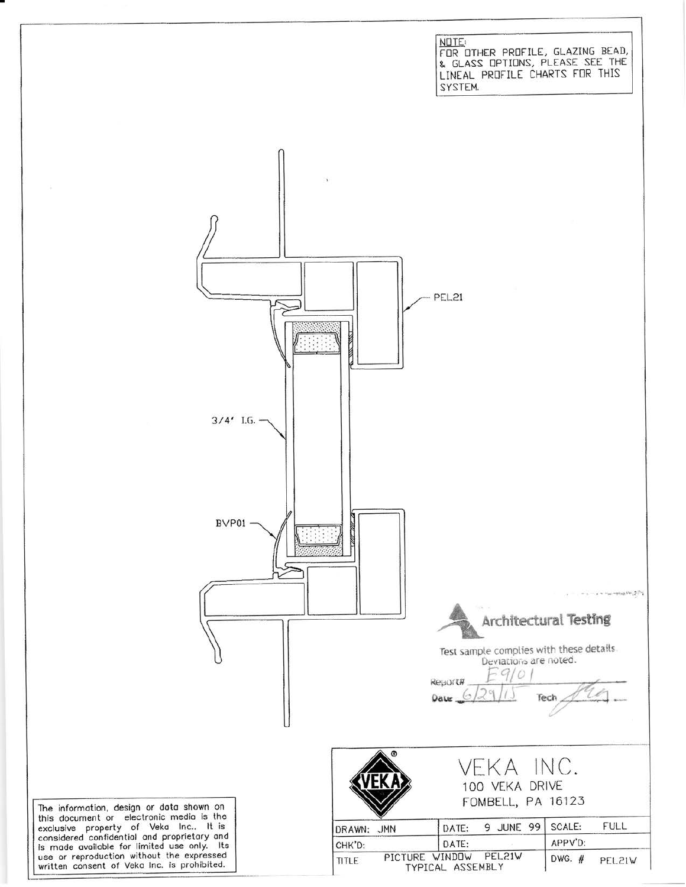NOTE:
FOR OTHER PROFILE, GLAZING BEAD, & GLASS OPTIONS, PLEASE SEE THE LINEAL PROFILE CHARTS FOR THIS SYSTEM.

PEL21

3/4" I.G.

BVP01

Architectural Testing

Test sample complies with these details. Deviations are noted.

Report# E9101

Date 6/29/15 Tech

VEKA INC.
100 VEKA DRIVE
FOMBELL, PA 16123

| | | |
|---|---|---|
| DRAWN: JMN | DATE: 9 JUNE 99 | SCALE: FULL |
| CHK'D: | DATE: | APPV'D: |
| TITLE PICTURE WINDOW PEL21W TYPICAL ASSEMBLY | | DWG. # PEL21W |

The information, design or data shown on this document or electronic media is the exclusive property of Veka Inc.. It is considered confidential and proprietary and is made available for limited use only. Its use or reproduction without the expressed written consent of Veka Inc. is prohibited.